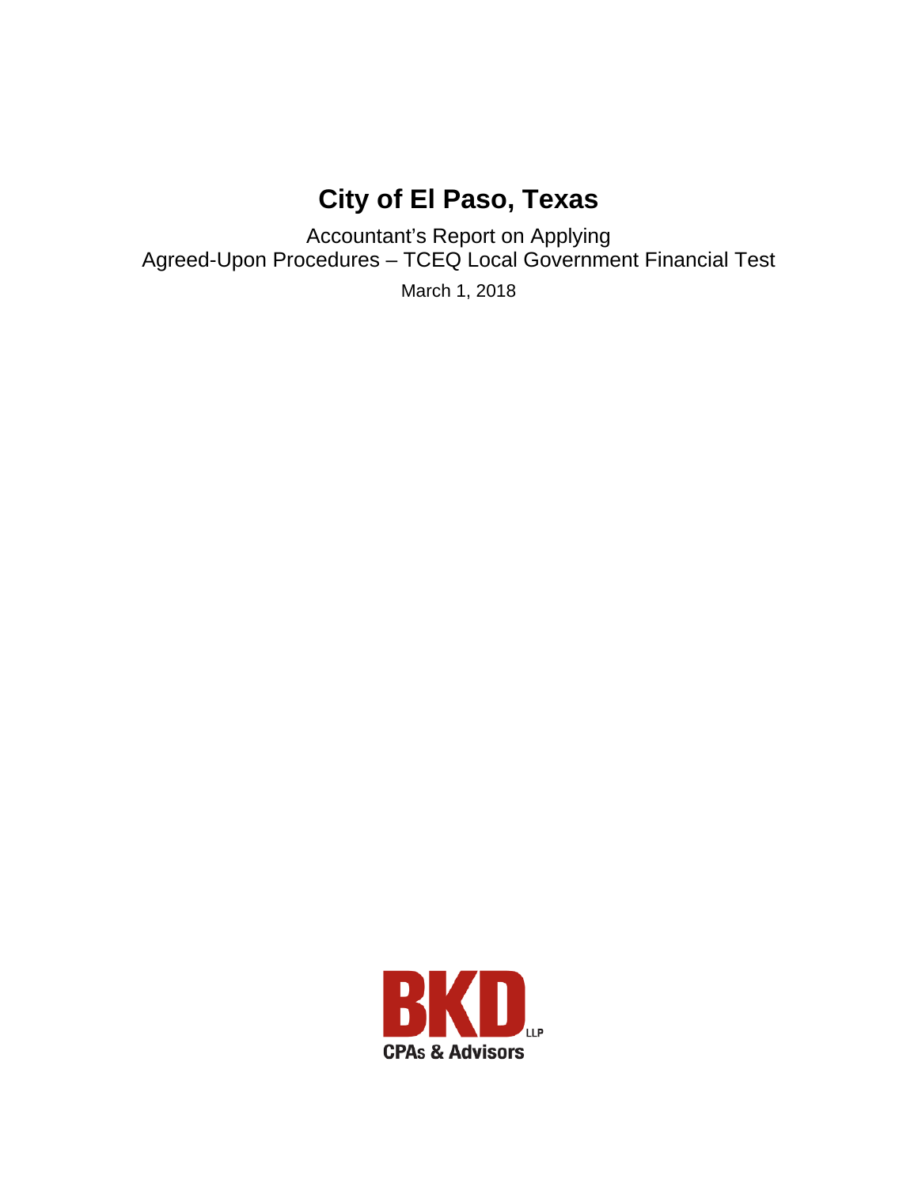# City of El Paso, Texas

Accountant's Report on Applying
Agreed-Upon Procedures – TCEQ Local Government Financial Test

March 1, 2018

BKD LLP
CPAs & Advisors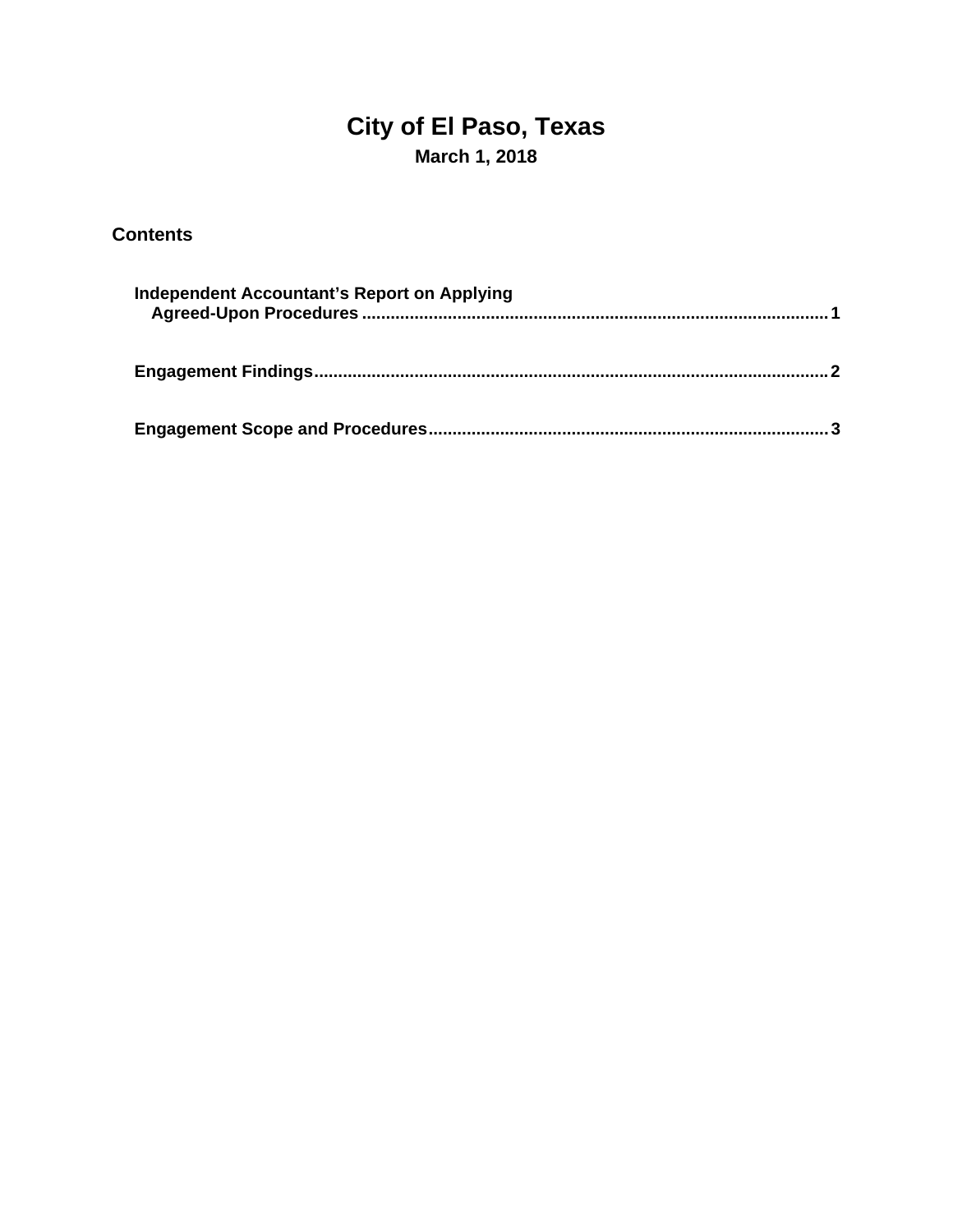# City of El Paso, Texas

**March 1, 2018**

## Contents

**Independent Accountant's Report on Applying Agreed-Upon Procedures** .......... 1

**Engagement Findings** .......... 2

**Engagement Scope and Procedures** .......... 3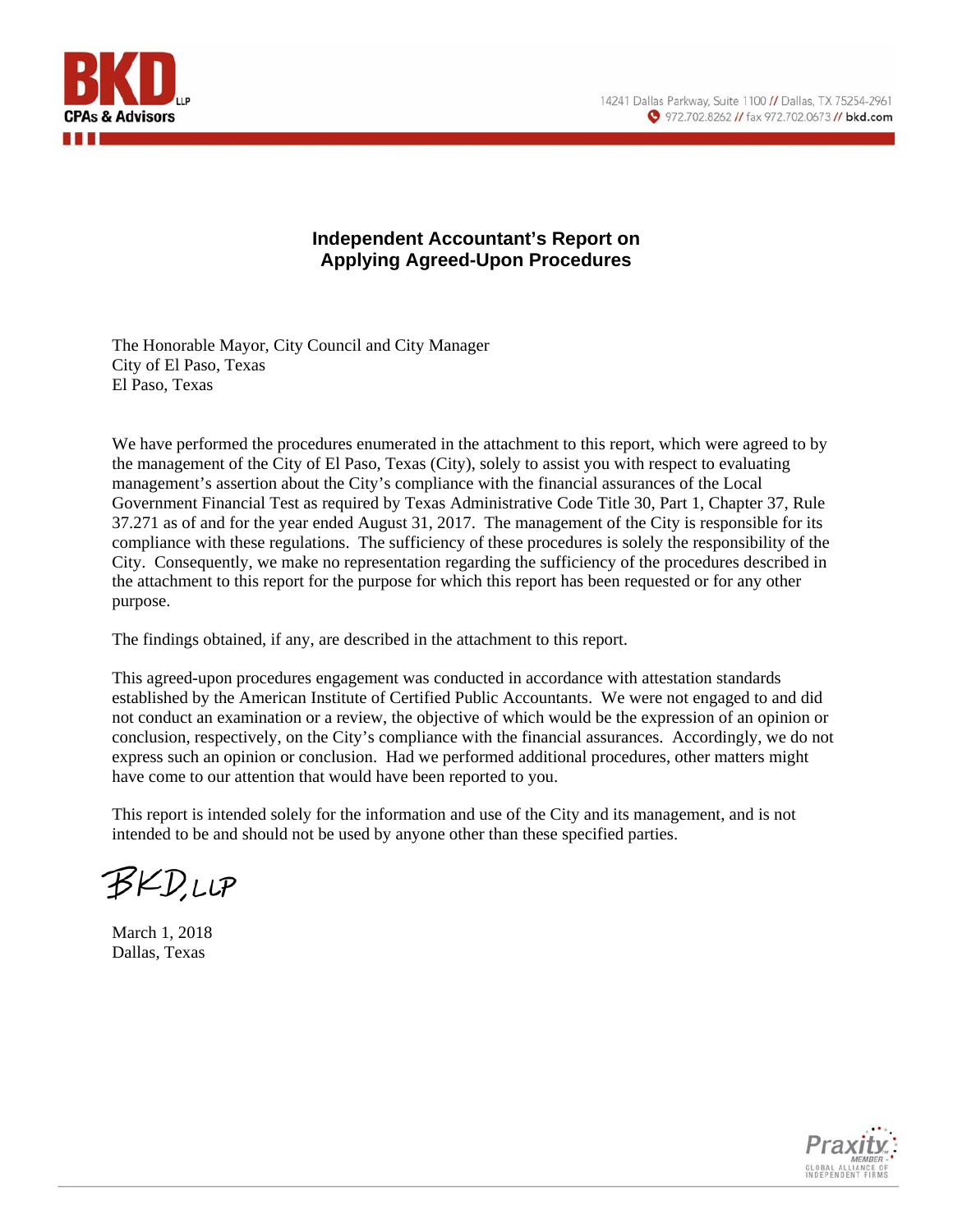# Independent Accountant's Report on Applying Agreed-Upon Procedures

The Honorable Mayor, City Council and City Manager
City of El Paso, Texas
El Paso, Texas

We have performed the procedures enumerated in the attachment to this report, which were agreed to by the management of the City of El Paso, Texas (City), solely to assist you with respect to evaluating management's assertion about the City's compliance with the financial assurances of the Local Government Financial Test as required by Texas Administrative Code Title 30, Part 1, Chapter 37, Rule 37.271 as of and for the year ended August 31, 2017. The management of the City is responsible for its compliance with these regulations. The sufficiency of these procedures is solely the responsibility of the City. Consequently, we make no representation regarding the sufficiency of the procedures described in the attachment to this report for the purpose for which this report has been requested or for any other purpose.

The findings obtained, if any, are described in the attachment to this report.

This agreed-upon procedures engagement was conducted in accordance with attestation standards established by the American Institute of Certified Public Accountants. We were not engaged to and did not conduct an examination or a review, the objective of which would be the expression of an opinion or conclusion, respectively, on the City's compliance with the financial assurances. Accordingly, we do not express such an opinion or conclusion. Had we performed additional procedures, other matters might have come to our attention that would have been reported to you.

This report is intended solely for the information and use of the City and its management, and is not intended to be and should not be used by anyone other than these specified parties.

BKD, LLP

March 1, 2018
Dallas, Texas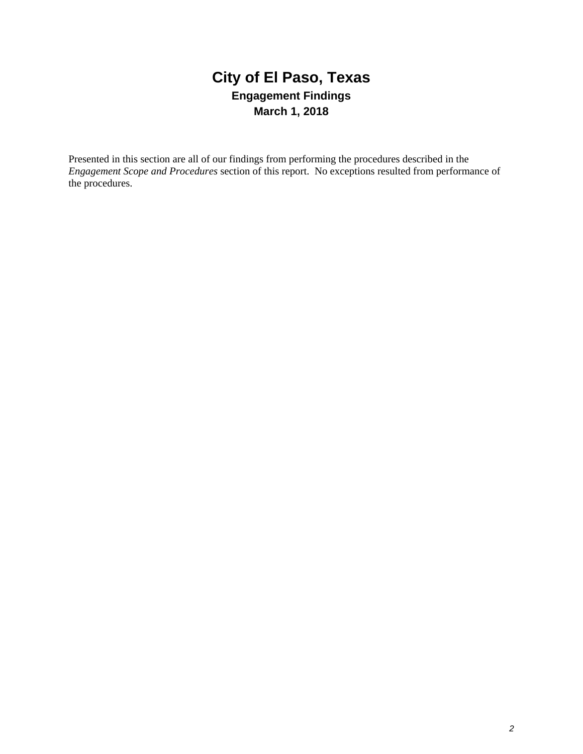# City of El Paso, Texas

## Engagement Findings

### March 1, 2018

Presented in this section are all of our findings from performing the procedures described in the *Engagement Scope and Procedures* section of this report. No exceptions resulted from performance of the procedures.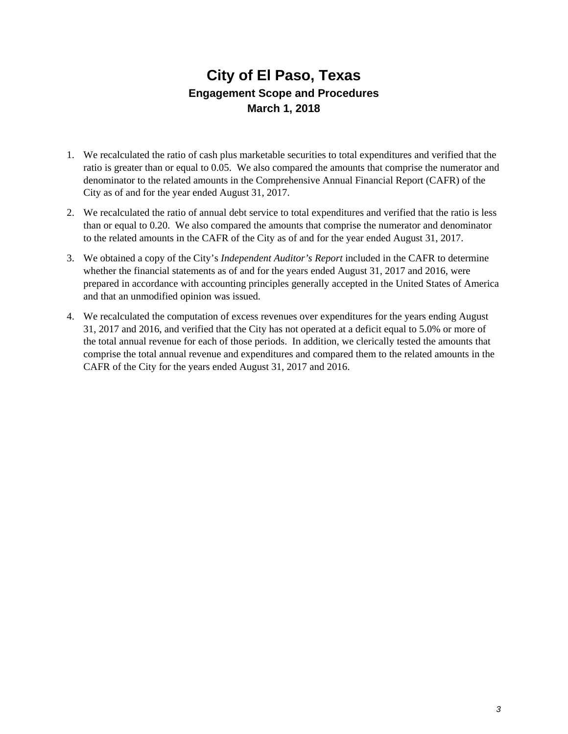# City of El Paso, Texas

## Engagement Scope and Procedures

## March 1, 2018

1. We recalculated the ratio of cash plus marketable securities to total expenditures and verified that the ratio is greater than or equal to 0.05. We also compared the amounts that comprise the numerator and denominator to the related amounts in the Comprehensive Annual Financial Report (CAFR) of the City as of and for the year ended August 31, 2017.
2. We recalculated the ratio of annual debt service to total expenditures and verified that the ratio is less than or equal to 0.20. We also compared the amounts that comprise the numerator and denominator to the related amounts in the CAFR of the City as of and for the year ended August 31, 2017.
3. We obtained a copy of the City's *Independent Auditor's Report* included in the CAFR to determine whether the financial statements as of and for the years ended August 31, 2017 and 2016, were prepared in accordance with accounting principles generally accepted in the United States of America and that an unmodified opinion was issued.
4. We recalculated the computation of excess revenues over expenditures for the years ending August 31, 2017 and 2016, and verified that the City has not operated at a deficit equal to 5.0% or more of the total annual revenue for each of those periods. In addition, we clerically tested the amounts that comprise the total annual revenue and expenditures and compared them to the related amounts in the CAFR of the City for the years ended August 31, 2017 and 2016.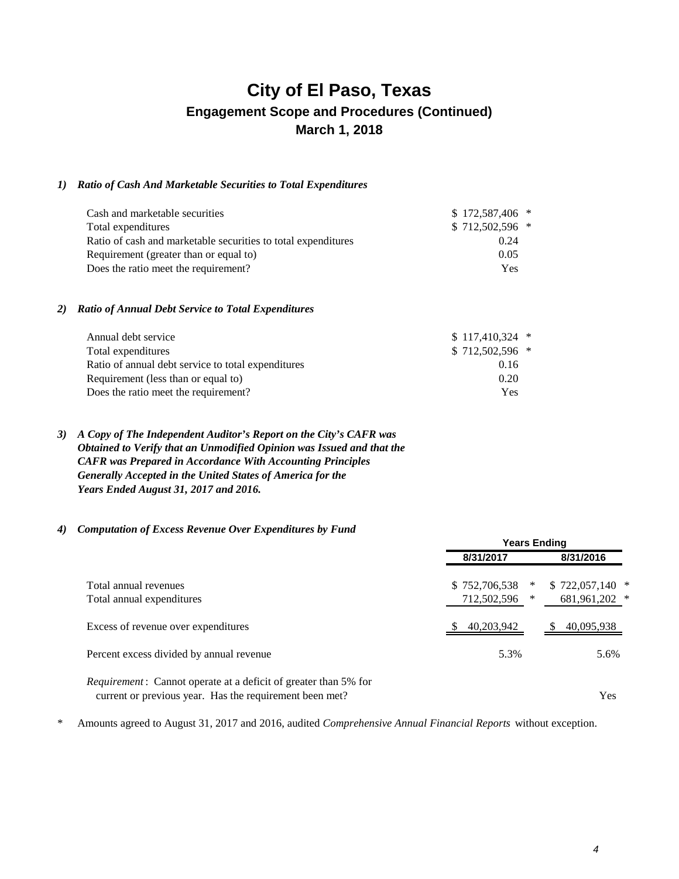# City of El Paso, Texas

## Engagement Scope and Procedures (Continued)

### March 1, 2018

*1) Ratio of Cash And Marketable Securities to Total Expenditures*

| | |
|---|---|
| Cash and marketable securities | $ 172,587,406 * |
| Total expenditures | $ 712,502,596 * |
| Ratio of cash and marketable securities to total expenditures | 0.24 |
| Requirement (greater than or equal to) | 0.05 |
| Does the ratio meet the requirement? | Yes |

*2) Ratio of Annual Debt Service to Total Expenditures*

| | |
|---|---|
| Annual debt service | $ 117,410,324 * |
| Total expenditures | $ 712,502,596 * |
| Ratio of annual debt service to total expenditures | 0.16 |
| Requirement (less than or equal to) | 0.20 |
| Does the ratio meet the requirement? | Yes |

***3) A Copy of The Independent Auditor's Report on the City's CAFR was Obtained to Verify that an Unmodified Opinion was Issued and that the CAFR was Prepared in Accordance With Accounting Principles Generally Accepted in the United States of America for the Years Ended August 31, 2017 and 2016.***

*4) Computation of Excess Revenue Over Expenditures by Fund*

| | Years Ending | |
|---|---|---|
| | 8/31/2017 | 8/31/2016 |
| Total annual revenues | $ 752,706,538 * | $ 722,057,140 * |
| Total annual expenditures | 712,502,596 * | 681,961,202 * |
| Excess of revenue over expenditures | $ 40,203,942 | $ 40,095,938 |
| Percent excess divided by annual revenue | 5.3% | 5.6% |
| *Requirement*: Cannot operate at a deficit of greater than 5% for current or previous year. Has the requirement been met? | | Yes |

\* Amounts agreed to August 31, 2017 and 2016, audited *Comprehensive Annual Financial Reports* without exception.